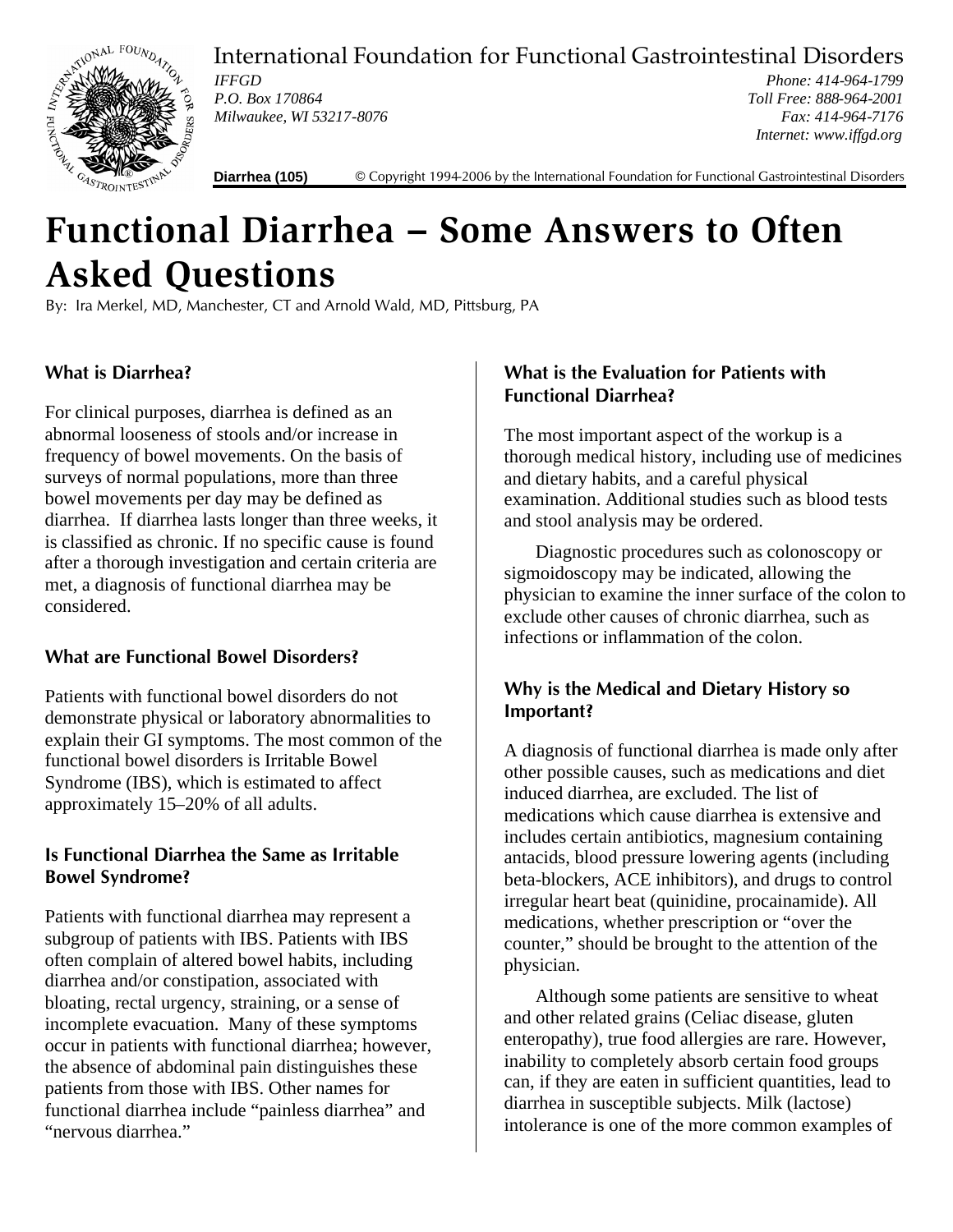International Foundation for Functional Gastrointestinal Disorders

*IFFGD*
*P.O. Box 170864*
*Milwaukee, WI 53217-8076*

*Phone: 414-964-1799*
*Toll Free: 888-964-2001*
*Fax: 414-964-7176*
*Internet: www.iffgd.org*

**Diarrhea (105)** © Copyright 1994-2006 by the International Foundation for Functional Gastrointestinal Disorders

# Functional Diarrhea – Some Answers to Often Asked Questions

By: Ira Merkel, MD, Manchester, CT and Arnold Wald, MD, Pittsburg, PA

### What is Diarrhea?

For clinical purposes, diarrhea is defined as an abnormal looseness of stools and/or increase in frequency of bowel movements. On the basis of surveys of normal populations, more than three bowel movements per day may be defined as diarrhea. If diarrhea lasts longer than three weeks, it is classified as chronic. If no specific cause is found after a thorough investigation and certain criteria are met, a diagnosis of functional diarrhea may be considered.

### What are Functional Bowel Disorders?

Patients with functional bowel disorders do not demonstrate physical or laboratory abnormalities to explain their GI symptoms. The most common of the functional bowel disorders is Irritable Bowel Syndrome (IBS), which is estimated to affect approximately 15–20% of all adults.

### Is Functional Diarrhea the Same as Irritable Bowel Syndrome?

Patients with functional diarrhea may represent a subgroup of patients with IBS. Patients with IBS often complain of altered bowel habits, including diarrhea and/or constipation, associated with bloating, rectal urgency, straining, or a sense of incomplete evacuation. Many of these symptoms occur in patients with functional diarrhea; however, the absence of abdominal pain distinguishes these patients from those with IBS. Other names for functional diarrhea include "painless diarrhea" and "nervous diarrhea."

### What is the Evaluation for Patients with Functional Diarrhea?

The most important aspect of the workup is a thorough medical history, including use of medicines and dietary habits, and a careful physical examination. Additional studies such as blood tests and stool analysis may be ordered.

Diagnostic procedures such as colonoscopy or sigmoidoscopy may be indicated, allowing the physician to examine the inner surface of the colon to exclude other causes of chronic diarrhea, such as infections or inflammation of the colon.

### Why is the Medical and Dietary History so Important?

A diagnosis of functional diarrhea is made only after other possible causes, such as medications and diet induced diarrhea, are excluded. The list of medications which cause diarrhea is extensive and includes certain antibiotics, magnesium containing antacids, blood pressure lowering agents (including beta-blockers, ACE inhibitors), and drugs to control irregular heart beat (quinidine, procainamide). All medications, whether prescription or "over the counter," should be brought to the attention of the physician.

Although some patients are sensitive to wheat and other related grains (Celiac disease, gluten enteropathy), true food allergies are rare. However, inability to completely absorb certain food groups can, if they are eaten in sufficient quantities, lead to diarrhea in susceptible subjects. Milk (lactose) intolerance is one of the more common examples of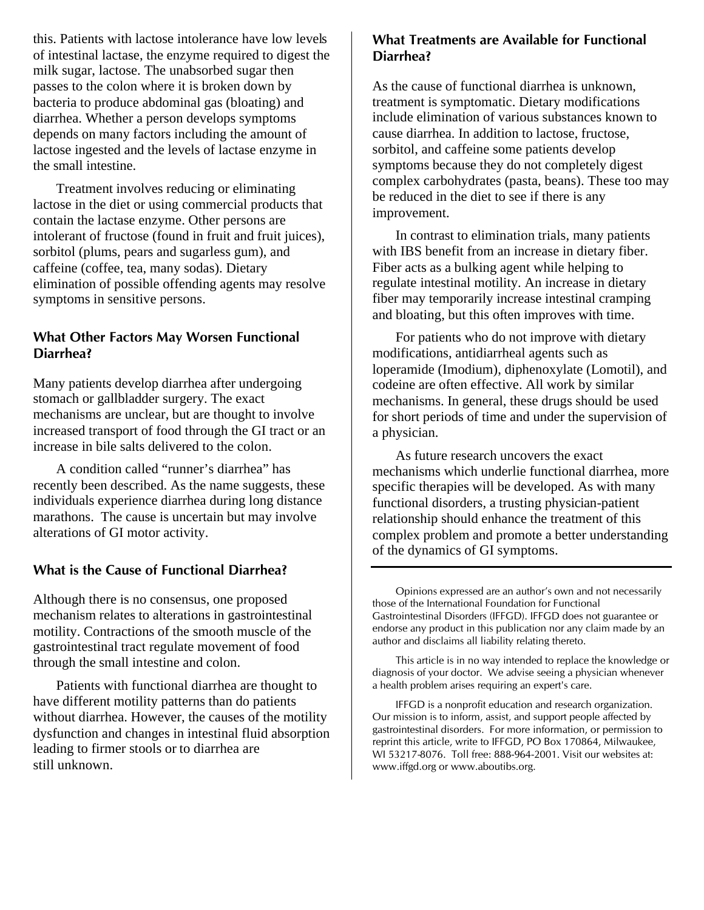this. Patients with lactose intolerance have low levels of intestinal lactase, the enzyme required to digest the milk sugar, lactose. The unabsorbed sugar then passes to the colon where it is broken down by bacteria to produce abdominal gas (bloating) and diarrhea. Whether a person develops symptoms depends on many factors including the amount of lactose ingested and the levels of lactase enzyme in the small intestine.

Treatment involves reducing or eliminating lactose in the diet or using commercial products that contain the lactase enzyme. Other persons are intolerant of fructose (found in fruit and fruit juices), sorbitol (plums, pears and sugarless gum), and caffeine (coffee, tea, many sodas). Dietary elimination of possible offending agents may resolve symptoms in sensitive persons.

### What Other Factors May Worsen Functional Diarrhea?

Many patients develop diarrhea after undergoing stomach or gallbladder surgery. The exact mechanisms are unclear, but are thought to involve increased transport of food through the GI tract or an increase in bile salts delivered to the colon.

A condition called "runner's diarrhea" has recently been described. As the name suggests, these individuals experience diarrhea during long distance marathons. The cause is uncertain but may involve alterations of GI motor activity.

### What is the Cause of Functional Diarrhea?

Although there is no consensus, one proposed mechanism relates to alterations in gastrointestinal motility. Contractions of the smooth muscle of the gastrointestinal tract regulate movement of food through the small intestine and colon.

Patients with functional diarrhea are thought to have different motility patterns than do patients without diarrhea. However, the causes of the motility dysfunction and changes in intestinal fluid absorption leading to firmer stools or to diarrhea are still unknown.

### What Treatments are Available for Functional Diarrhea?

As the cause of functional diarrhea is unknown, treatment is symptomatic. Dietary modifications include elimination of various substances known to cause diarrhea. In addition to lactose, fructose, sorbitol, and caffeine some patients develop symptoms because they do not completely digest complex carbohydrates (pasta, beans). These too may be reduced in the diet to see if there is any improvement.

In contrast to elimination trials, many patients with IBS benefit from an increase in dietary fiber. Fiber acts as a bulking agent while helping to regulate intestinal motility. An increase in dietary fiber may temporarily increase intestinal cramping and bloating, but this often improves with time.

For patients who do not improve with dietary modifications, antidiarrheal agents such as loperamide (Imodium), diphenoxylate (Lomotil), and codeine are often effective. All work by similar mechanisms. In general, these drugs should be used for short periods of time and under the supervision of a physician.

As future research uncovers the exact mechanisms which underlie functional diarrhea, more specific therapies will be developed. As with many functional disorders, a trusting physician-patient relationship should enhance the treatment of this complex problem and promote a better understanding of the dynamics of GI symptoms.

---

Opinions expressed are an author's own and not necessarily those of the International Foundation for Functional Gastrointestinal Disorders (IFFGD). IFFGD does not guarantee or endorse any product in this publication nor any claim made by an author and disclaims all liability relating thereto.

This article is in no way intended to replace the knowledge or diagnosis of your doctor. We advise seeing a physician whenever a health problem arises requiring an expert's care.

IFFGD is a nonprofit education and research organization. Our mission is to inform, assist, and support people affected by gastrointestinal disorders. For more information, or permission to reprint this article, write to IFFGD, PO Box 170864, Milwaukee, WI 53217-8076. Toll free: 888-964-2001. Visit our websites at: www.iffgd.org or www.aboutibs.org.